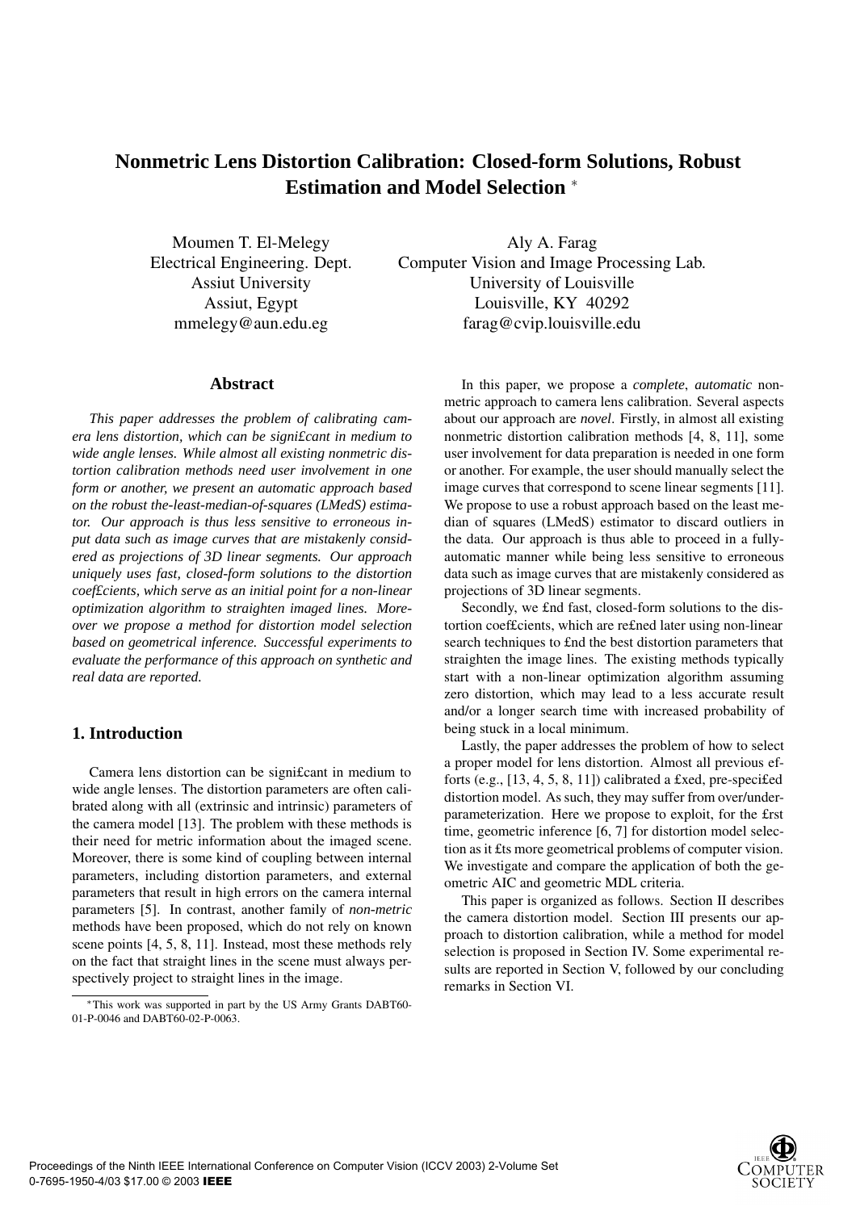# Nonmetric Lens Distortion Calibration: Closed-form Solutions, Robust Estimation and Model Selection *

Moumen T. El-Melegy
Electrical Engineering. Dept.
Assiut University
Assiut, Egypt
mmelegy@aun.edu.eg

Aly A. Farag
Computer Vision and Image Processing Lab.
University of Louisville
Louisville, KY 40292
farag@cvip.louisville.edu

## Abstract

*This paper addresses the problem of calibrating camera lens distortion, which can be significant in medium to wide angle lenses. While almost all existing nonmetric distortion calibration methods need user involvement in one form or another, we present an automatic approach based on the robust the-least-median-of-squares (LMedS) estimator. Our approach is thus less sensitive to erroneous input data such as image curves that are mistakenly considered as projections of 3D linear segments. Our approach uniquely uses fast, closed-form solutions to the distortion coefficients, which serve as an initial point for a non-linear optimization algorithm to straighten imaged lines. Moreover we propose a method for distortion model selection based on geometrical inference. Successful experiments to evaluate the performance of this approach on synthetic and real data are reported.*

## 1. Introduction

Camera lens distortion can be significant in medium to wide angle lenses. The distortion parameters are often calibrated along with all (extrinsic and intrinsic) parameters of the camera model [13]. The problem with these methods is their need for metric information about the imaged scene. Moreover, there is some kind of coupling between internal parameters, including distortion parameters, and external parameters that result in high errors on the camera internal parameters [5]. In contrast, another family of *non-metric* methods have been proposed, which do not rely on known scene points [4, 5, 8, 11]. Instead, most these methods rely on the fact that straight lines in the scene must always perspectively project to straight lines in the image.

In this paper, we propose a *complete*, *automatic* nonmetric approach to camera lens calibration. Several aspects about our approach are *novel*. Firstly, in almost all existing nonmetric distortion calibration methods [4, 8, 11], some user involvement for data preparation is needed in one form or another. For example, the user should manually select the image curves that correspond to scene linear segments [11]. We propose to use a robust approach based on the least median of squares (LMedS) estimator to discard outliers in the data. Our approach is thus able to proceed in a fully-automatic manner while being less sensitive to erroneous data such as image curves that are mistakenly considered as projections of 3D linear segments.

Secondly, we find fast, closed-form solutions to the distortion coefficients, which are refined later using non-linear search techniques to find the best distortion parameters that straighten the image lines. The existing methods typically start with a non-linear optimization algorithm assuming zero distortion, which may lead to a less accurate result and/or a longer search time with increased probability of being stuck in a local minimum.

Lastly, the paper addresses the problem of how to select a proper model for lens distortion. Almost all previous efforts (e.g., [13, 4, 5, 8, 11]) calibrated a fixed, pre-specified distortion model. As such, they may suffer from over/under-parameterization. Here we propose to exploit, for the first time, geometric inference [6, 7] for distortion model selection as it fits more geometrical problems of computer vision. We investigate and compare the application of both the geometric AIC and geometric MDL criteria.

This paper is organized as follows. Section II describes the camera distortion model. Section III presents our approach to distortion calibration, while a method for model selection is proposed in Section IV. Some experimental results are reported in Section V, followed by our concluding remarks in Section VI.

*This work was supported in part by the US Army Grants DABT60-01-P-0046 and DABT60-02-P-0063.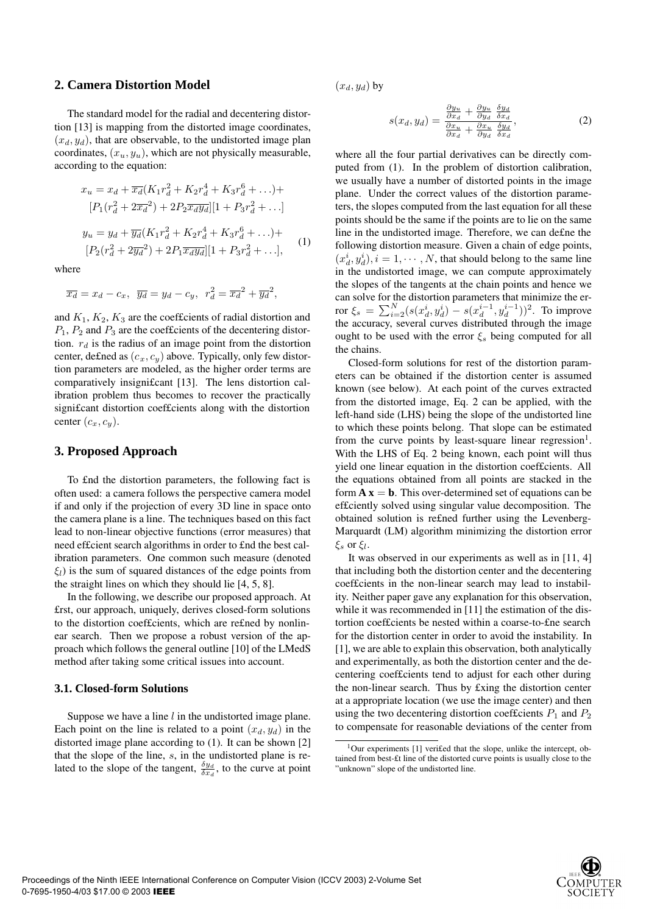## 2. Camera Distortion Model

The standard model for the radial and decentering distortion [13] is mapping from the distorted image coordinates, $(x_d, y_d)$, that are observable, to the undistorted image plan coordinates, $(x_u, y_u)$, which are not physically measurable, according to the equation:

$$
\begin{aligned}
x_u &= x_d + \overline{x_d}(K_1 r_d^2 + K_2 r_d^4 + K_3 r_d^6 + \ldots) + \\
&\quad [P_1(r_d^2 + 2\overline{x_d}^2) + 2P_2\overline{x_d}\overline{y_d}][1 + P_3 r_d^2 + \ldots] \\
y_u &= y_d + \overline{y_d}(K_1 r_d^2 + K_2 r_d^4 + K_3 r_d^6 + \ldots) + \\
&\quad [P_2(r_d^2 + 2\overline{y_d}^2) + 2P_1\overline{x_d}\overline{y_d}][1 + P_3 r_d^2 + \ldots],
\end{aligned}
\tag{1}
$$

where

$$
\overline{x_d} = x_d - c_x, \;\; \overline{y_d} = y_d - c_y, \;\; r_d^2 = \overline{x_d}^2 + \overline{y_d}^2,
$$

and $K_1$, $K_2$, $K_3$ are the coefficients of radial distortion and $P_1$, $P_2$ and $P_3$ are the coefficients of the decentering distortion. $r_d$ is the radius of an image point from the distortion center, defined as $(c_x, c_y)$ above. Typically, only few distortion parameters are modeled, as the higher order terms are comparatively insignificant [13]. The lens distortion calibration problem thus becomes to recover the practically significant distortion coefficients along with the distortion center $(c_x, c_y)$.

## 3. Proposed Approach

To find the distortion parameters, the following fact is often used: a camera follows the perspective camera model if and only if the projection of every 3D line in space onto the camera plane is a line. The techniques based on this fact lead to non-linear objective functions (error measures) that need efficient search algorithms in order to find the best calibration parameters. One common such measure (denoted $\xi_l$) is the sum of squared distances of the edge points from the straight lines on which they should lie [4, 5, 8].

In the following, we describe our proposed approach. At first, our approach, uniquely, derives closed-form solutions to the distortion coefficients, which are refined by nonlinear search. Then we propose a robust version of the approach which follows the general outline [10] of the LMedS method after taking some critical issues into account.

### 3.1. Closed-form Solutions

Suppose we have a line $l$ in the undistorted image plane. Each point on the line is related to a point $(x_d, y_d)$ in the distorted image plane according to (1). It can be shown [2] that the slope of the line, $s$, in the undistorted plane is related to the slope of the tangent, $\frac{\delta y_d}{\delta x_d}$, to the curve at point $(x_d, y_d)$ by

$$
s(x_d, y_d) = \frac{\frac{\partial y_u}{\partial x_d} + \frac{\partial y_u}{\partial y_d}\frac{\delta y_d}{\delta x_d}}{\frac{\partial x_u}{\partial x_d} + \frac{\partial x_u}{\partial y_d}\frac{\delta y_d}{\delta x_d}},
\tag{2}
$$

where all the four partial derivatives can be directly computed from (1). In the problem of distortion calibration, we usually have a number of distorted points in the image plane. Under the correct values of the distortion parameters, the slopes computed from the last equation for all these points should be the same if the points are to lie on the same line in the undistorted image. Therefore, we can define the following distortion measure. Given a chain of edge points, $(x_d^i, y_d^i), i = 1, \cdots, N$, that should belong to the same line in the undistorted image, we can compute approximately the slopes of the tangents at the chain points and hence we can solve for the distortion parameters that minimize the error $\xi_s = \sum_{i=2}^{N}(s(x_d^i, y_d^i) - s(x_d^{i-1}, y_d^{i-1}))^2$. To improve the accuracy, several curves distributed through the image ought to be used with the error $\xi_s$ being computed for all the chains.

Closed-form solutions for rest of the distortion parameters can be obtained if the distortion center is assumed known (see below). At each point of the curves extracted from the distorted image, Eq. 2 can be applied, with the left-hand side (LHS) being the slope of the undistorted line to which these points belong. That slope can be estimated from the curve points by least-square linear regression[1]. With the LHS of Eq. 2 being known, each point will thus yield one linear equation in the distortion coefficients. All the equations obtained from all points are stacked in the form $\mathbf{A}\,\mathbf{x} = \mathbf{b}$. This over-determined set of equations can be efficiently solved using singular value decomposition. The obtained solution is refined further using the Levenberg-Marquardt (LM) algorithm minimizing the distortion error $\xi_s$ or $\xi_l$.

It was observed in our experiments as well as in [11, 4] that including both the distortion center and the decentering coefficients in the non-linear search may lead to instability. Neither paper gave any explanation for this observation, while it was recommended in [11] the estimation of the distortion coefficients be nested within a coarse-to-fine search for the distortion center in order to avoid the instability. In [1], we are able to explain this observation, both analytically and experimentally, as both the distortion center and the decentering coefficients tend to adjust for each other during the non-linear search. Thus by fixing the distortion center at a appropriate location (we use the image center) and then using the two decentering distortion coefficients $P_1$ and $P_2$ to compensate for reasonable deviations of the center from

[1] Our experiments [1] verified that the slope, unlike the intercept, obtained from best-fit line of the distorted curve points is usually close to the "unknown" slope of the undistorted line.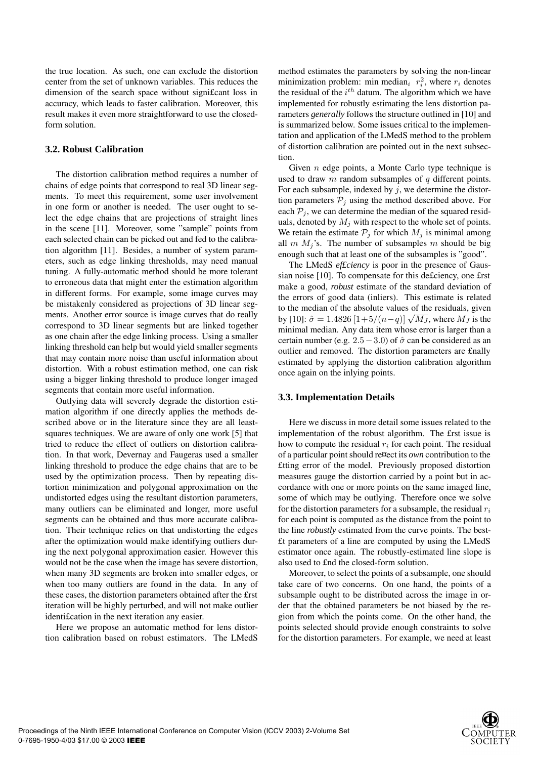the true location. As such, one can exclude the distortion center from the set of unknown variables. This reduces the dimension of the search space without significant loss in accuracy, which leads to faster calibration. Moreover, this result makes it even more straightforward to use the closed-form solution.

### 3.2. Robust Calibration

The distortion calibration method requires a number of chains of edge points that correspond to real 3D linear segments. To meet this requirement, some user involvement in one form or another is needed. The user ought to select the edge chains that are projections of straight lines in the scene [11]. Moreover, some "sample" points from each selected chain can be picked out and fed to the calibration algorithm [11]. Besides, a number of system parameters, such as edge linking thresholds, may need manual tuning. A fully-automatic method should be more tolerant to erroneous data that might enter the estimation algorithm in different forms. For example, some image curves may be mistakenly considered as projections of 3D linear segments. Another error source is image curves that do really correspond to 3D linear segments but are linked together as one chain after the edge linking process. Using a smaller linking threshold can help but would yield smaller segments that may contain more noise than useful information about distortion. With a robust estimation method, one can risk using a bigger linking threshold to produce longer imaged segments that contain more useful information.

Outlying data will severely degrade the distortion estimation algorithm if one directly applies the methods described above or in the literature since they are all least-squares techniques. We are aware of only one work [5] that tried to reduce the effect of outliers on distortion calibration. In that work, Devernay and Faugeras used a smaller linking threshold to produce the edge chains that are to be used by the optimization process. Then by repeating distortion minimization and polygonal approximation on the undistorted edges using the resultant distortion parameters, many outliers can be eliminated and longer, more useful segments can be obtained and thus more accurate calibration. Their technique relies on that undistorting the edges after the optimization would make identifying outliers during the next polygonal approximation easier. However this would not be the case when the image has severe distortion, when many 3D segments are broken into smaller edges, or when too many outliers are found in the data. In any of these cases, the distortion parameters obtained after the first iteration will be highly perturbed, and will not make outlier identification in the next iteration any easier.

Here we propose an automatic method for lens distortion calibration based on robust estimators. The LMedS method estimates the parameters by solving the non-linear minimization problem: min $\text{median}_i \;\; r_i^2$, where $r_i$ denotes the residual of the $i^{th}$ datum. The algorithm which we have implemented for robustly estimating the lens distortion parameters *generally* follows the structure outlined in [10] and is summarized below. Some issues critical to the implementation and application of the LMedS method to the problem of distortion calibration are pointed out in the next subsection.

Given $n$ edge points, a Monte Carlo type technique is used to draw $m$ random subsamples of $q$ different points. For each subsample, indexed by $j$, we determine the distortion parameters $\mathcal{P}_j$ using the method described above. For each $\mathcal{P}_j$, we can determine the median of the squared residuals, denoted by $M_j$ with respect to the whole set of points. We retain the estimate $\mathcal{P}_j$ for which $M_j$ is minimal among all $m$ $M_j$'s. The number of subsamples $m$ should be big enough such that at least one of the subsamples is "good".

The LMedS *efficiency* is poor in the presence of Gaussian noise [10]. To compensate for this deficiency, one first make a good, *robust* estimate of the standard deviation of the errors of good data (inliers). This estimate is related to the median of the absolute values of the residuals, given by [10]: $\hat{\sigma} = 1.4826\,[1+5/(n-q)]\,\sqrt{M_J}$, where $M_J$ is the minimal median. Any data item whose error is larger than a certain number (e.g. $2.5-3.0$) of $\hat{\sigma}$ can be considered as an outlier and removed. The distortion parameters are finally estimated by applying the distortion calibration algorithm once again on the inlying points.

### 3.3. Implementation Details

Here we discuss in more detail some issues related to the implementation of the robust algorithm. The first issue is how to compute the residual $r_i$ for each point. The residual of a particular point should reflect its *own* contribution to the fitting error of the model. Previously proposed distortion measures gauge the distortion carried by a point but in accordance with one or more points on the same imaged line, some of which may be outlying. Therefore once we solve for the distortion parameters for a subsample, the residual $r_i$ for each point is computed as the distance from the point to the line *robustly* estimated from the curve points. The best-fit parameters of a line are computed by using the LMedS estimator once again. The robustly-estimated line slope is also used to find the closed-form solution.

Moreover, to select the points of a subsample, one should take care of two concerns. On one hand, the points of a subsample ought to be distributed across the image in order that the obtained parameters be not biased by the region from which the points come. On the other hand, the points selected should provide enough constraints to solve for the distortion parameters. For example, we need at least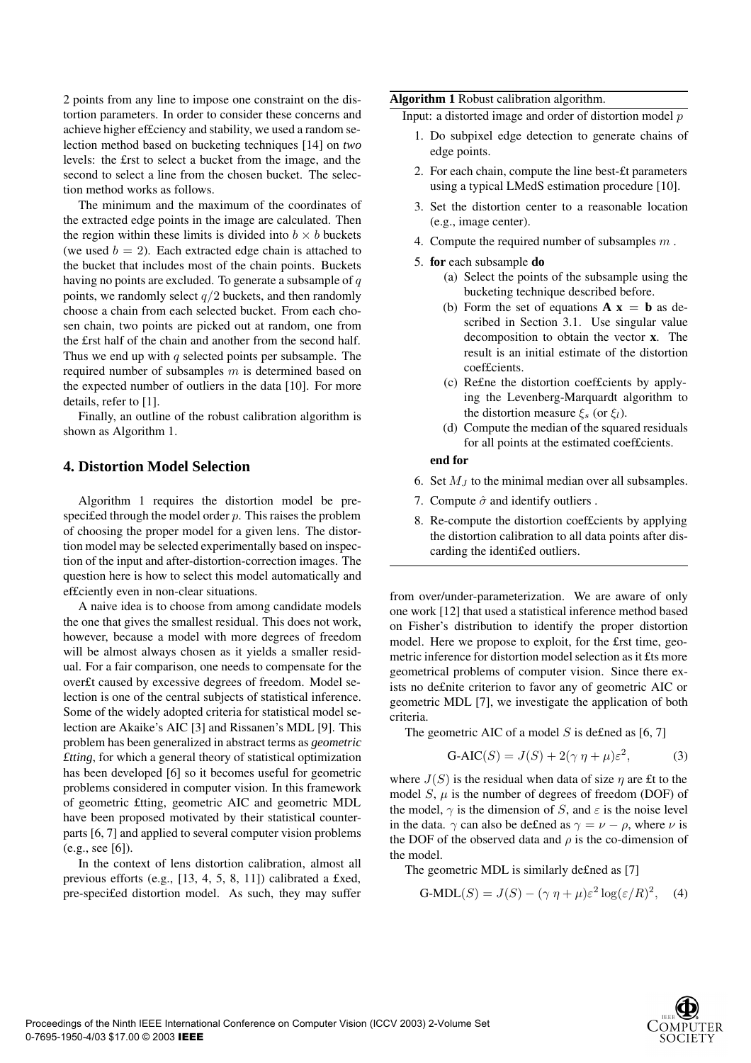2 points from any line to impose one constraint on the distortion parameters. In order to consider these concerns and achieve higher efficiency and stability, we used a random selection method based on bucketing techniques [14] on *two* levels: the first to select a bucket from the image, and the second to select a line from the chosen bucket. The selection method works as follows.

The minimum and the maximum of the coordinates of the extracted edge points in the image are calculated. Then the region within these limits is divided into $b \times b$ buckets (we used $b = 2$). Each extracted edge chain is attached to the bucket that includes most of the chain points. Buckets having no points are excluded. To generate a subsample of $q$ points, we randomly select $q/2$ buckets, and then randomly choose a chain from each selected bucket. From each chosen chain, two points are picked out at random, one from the first half of the chain and another from the second half. Thus we end up with $q$ selected points per subsample. The required number of subsamples $m$ is determined based on the expected number of outliers in the data [10]. For more details, refer to [1].

Finally, an outline of the robust calibration algorithm is shown as Algorithm 1.

## 4. Distortion Model Selection

Algorithm 1 requires the distortion model be prespecified through the model order $p$. This raises the problem of choosing the proper model for a given lens. The distortion model may be selected experimentally based on inspection of the input and after-distortion-correction images. The question here is how to select this model automatically and efficiently even in non-clear situations.

A naive idea is to choose from among candidate models the one that gives the smallest residual. This does not work, however, because a model with more degrees of freedom will be almost always chosen as it yields a smaller residual. For a fair comparison, one needs to compensate for the overfit caused by excessive degrees of freedom. Model selection is one of the central subjects of statistical inference. Some of the widely adopted criteria for statistical model selection are Akaike's AIC [3] and Rissanen's MDL [9]. This problem has been generalized in abstract terms as *geometric fitting*, for which a general theory of statistical optimization has been developed [6] so it becomes useful for geometric problems considered in computer vision. In this framework of geometric fitting, geometric AIC and geometric MDL have been proposed motivated by their statistical counterparts [6, 7] and applied to several computer vision problems (e.g., see [6]).

In the context of lens distortion calibration, almost all previous efforts (e.g., [13, 4, 5, 8, 11]) calibrated a fixed, pre-specified distortion model. As such, they may suffer from over/under-parameterization. We are aware of only one work [12] that used a statistical inference method based on Fisher's distribution to identify the proper distortion model. Here we propose to exploit, for the first time, geometric inference for distortion model selection as it fits more geometrical problems of computer vision. Since there exists no definite criterion to favor any of geometric AIC or geometric MDL [7], we investigate the application of both criteria.

**Algorithm 1** Robust calibration algorithm.

Input: a distorted image and order of distortion model $p$

1. Do subpixel edge detection to generate chains of edge points.
2. For each chain, compute the line best-fit parameters using a typical LMedS estimation procedure [10].
3. Set the distortion center to a reasonable location (e.g., image center).
4. Compute the required number of subsamples $m$ .
5. **for** each subsample **do**
   (a) Select the points of the subsample using the bucketing technique described before.
   (b) Form the set of equations $\mathbf{A}\ \mathbf{x} = \mathbf{b}$ as described in Section 3.1. Use singular value decomposition to obtain the vector **x**. The result is an initial estimate of the distortion coefficients.
   (c) Refine the distortion coefficients by applying the Levenberg-Marquardt algorithm to the distortion measure $\xi_s$ (or $\xi_l$).
   (d) Compute the median of the squared residuals for all points at the estimated coefficients.

   **end for**
6. Set $M_J$ to the minimal median over all subsamples.
7. Compute $\hat{\sigma}$ and identify outliers .
8. Re-compute the distortion coefficients by applying the distortion calibration to all data points after discarding the identified outliers.

The geometric AIC of a model $S$ is defined as [6, 7]

$$\text{G-AIC}(S) = J(S) + 2(\gamma\ \eta + \mu)\varepsilon^2, \tag{3}$$

where $J(S)$ is the residual when data of size $\eta$ are fit to the model $S$, $\mu$ is the number of degrees of freedom (DOF) of the model, $\gamma$ is the dimension of $S$, and $\varepsilon$ is the noise level in the data. $\gamma$ can also be defined as $\gamma = \nu - \rho$, where $\nu$ is the DOF of the observed data and $\rho$ is the co-dimension of the model.

The geometric MDL is similarly defined as [7]

$$\text{G-MDL}(S) = J(S) - (\gamma\ \eta + \mu)\varepsilon^2 \log(\varepsilon/R)^2, \tag{4}$$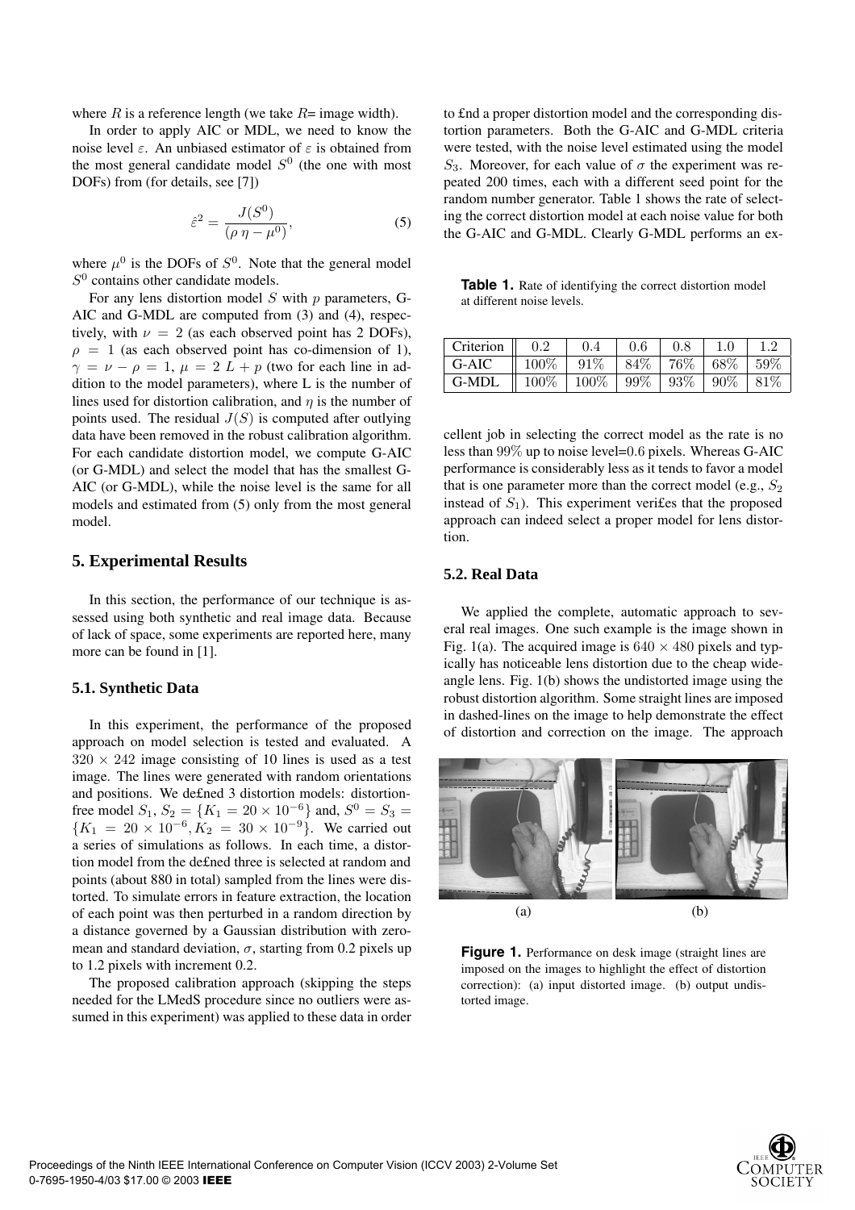where $R$ is a reference length (we take $R$= image width).

In order to apply AIC or MDL, we need to know the noise level $\varepsilon$. An unbiased estimator of $\varepsilon$ is obtained from the most general candidate model $S^0$ (the one with most DOFs) from (for details, see [7])

$$\hat{\varepsilon}^2 = \frac{J(S^0)}{(\rho \, \eta - \mu^0)}, \tag{5}$$

where $\mu^0$ is the DOFs of $S^0$. Note that the general model $S^0$ contains other candidate models.

For any lens distortion model $S$ with $p$ parameters, G-AIC and G-MDL are computed from (3) and (4), respectively, with $\nu = 2$ (as each observed point has 2 DOFs), $\rho = 1$ (as each observed point has co-dimension of 1), $\gamma = \nu - \rho = 1$, $\mu = 2\ L + p$ (two for each line in addition to the model parameters), where L is the number of lines used for distortion calibration, and $\eta$ is the number of points used. The residual $J(S)$ is computed after outlying data have been removed in the robust calibration algorithm. For each candidate distortion model, we compute G-AIC (or G-MDL) and select the model that has the smallest G-AIC (or G-MDL), while the noise level is the same for all models and estimated from (5) only from the most general model.

## 5. Experimental Results

In this section, the performance of our technique is assessed using both synthetic and real image data. Because of lack of space, some experiments are reported here, many more can be found in [1].

### 5.1. Synthetic Data

In this experiment, the performance of the proposed approach on model selection is tested and evaluated. A $320 \times 242$ image consisting of 10 lines is used as a test image. The lines were generated with random orientations and positions. We de£ned 3 distortion models: distortion-free model $S_1$, $S_2 = \{K_1 = 20 \times 10^{-6}\}$ and, $S^0 = S_3 = \{K_1 = 20 \times 10^{-6}, K_2 = 30 \times 10^{-9}\}$. We carried out a series of simulations as follows. In each time, a distortion model from the de£ned three is selected at random and points (about 880 in total) sampled from the lines were distorted. To simulate errors in feature extraction, the location of each point was then perturbed in a random direction by a distance governed by a Gaussian distribution with zero-mean and standard deviation, $\sigma$, starting from 0.2 pixels up to 1.2 pixels with increment 0.2.

The proposed calibration approach (skipping the steps needed for the LMedS procedure since no outliers were assumed in this experiment) was applied to these data in order to £nd a proper distortion model and the corresponding distortion parameters. Both the G-AIC and G-MDL criteria were tested, with the noise level estimated using the model $S_3$. Moreover, for each value of $\sigma$ the experiment was repeated 200 times, each with a different seed point for the random number generator. Table 1 shows the rate of selecting the correct distortion model at each noise value for both the G-AIC and G-MDL. Clearly G-MDL performs an excellent job in selecting the correct model as the rate is no less than 99% up to noise level=0.6 pixels. Whereas G-AIC performance is considerably less as it tends to favor a model that is one parameter more than the correct model (e.g., $S_2$ instead of $S_1$). This experiment veri£es that the proposed approach can indeed select a proper model for lens distortion.

**Table 1.** Rate of identifying the correct distortion model at different noise levels.

| Criterion | 0.2 | 0.4 | 0.6 | 0.8 | 1.0 | 1.2 |
|---|---|---|---|---|---|---|
| G-AIC | 100% | 91% | 84% | 76% | 68% | 59% |
| G-MDL | 100% | 100% | 99% | 93% | 90% | 81% |

### 5.2. Real Data

We applied the complete, automatic approach to several real images. One such example is the image shown in Fig. 1(a). The acquired image is $640 \times 480$ pixels and typically has noticeable lens distortion due to the cheap wide-angle lens. Fig. 1(b) shows the undistorted image using the robust distortion algorithm. Some straight lines are imposed in dashed-lines on the image to help demonstrate the effect of distortion and correction on the image. The approach

(a) (b)

**Figure 1.** Performance on desk image (straight lines are imposed on the images to highlight the effect of distortion correction): (a) input distorted image. (b) output undistorted image.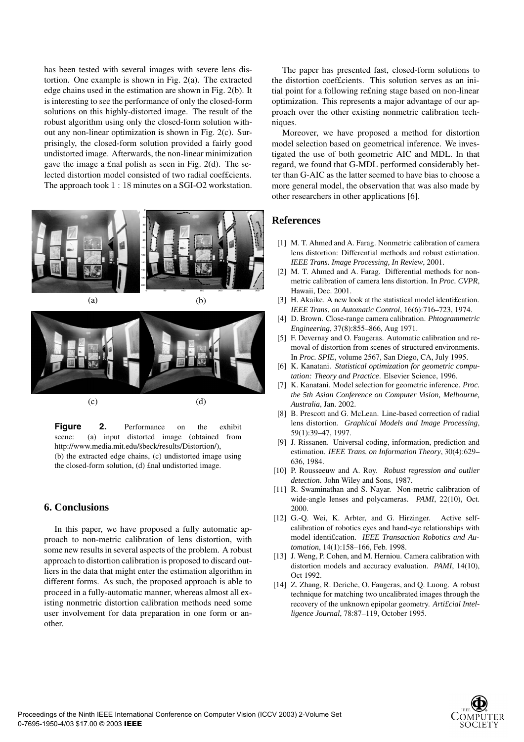has been tested with several images with severe lens distortion. One example is shown in Fig. 2(a). The extracted edge chains used in the estimation are shown in Fig. 2(b). It is interesting to see the performance of only the closed-form solutions on this highly-distorted image. The result of the robust algorithm using only the closed-form solution without any non-linear optimization is shown in Fig. 2(c). Surprisingly, the closed-form solution provided a fairly good undistorted image. Afterwards, the non-linear minimization gave the image a £nal polish as seen in Fig. 2(d). The selected distortion model consisted of two radial coef£cients. The approach took $1:18$ minutes on a SGI-O2 workstation.

(a) (b)

(c) (d)

**Figure 2.** Performance on the exhibit scene: (a) input distorted image (obtained from http://www.media.mit.edu/šbeck/results/Distortion/), (b) the extracted edge chains, (c) undistorted image using the closed-form solution, (d) £nal undistorted image.

## 6. Conclusions

In this paper, we have proposed a fully automatic approach to non-metric calibration of lens distortion, with some new results in several aspects of the problem. A robust approach to distortion calibration is proposed to discard outliers in the data that might enter the estimation algorithm in different forms. As such, the proposed approach is able to proceed in a fully-automatic manner, whereas almost all existing nonmetric distortion calibration methods need some user involvement for data preparation in one form or another.

The paper has presented fast, closed-form solutions to the distortion coef£cients. This solution serves as an initial point for a following re£ning stage based on non-linear optimization. This represents a major advantage of our approach over the other existing nonmetric calibration techniques.

Moreover, we have proposed a method for distortion model selection based on geometrical inference. We investigated the use of both geometric AIC and MDL. In that regard, we found that G-MDL performed considerably better than G-AIC as the latter seemed to have bias to choose a more general model, the observation that was also made by other researchers in other applications [6].

## References

[1] M. T. Ahmed and A. Farag. Nonmetric calibration of camera lens distortion: Differential methods and robust estimation. *IEEE Trans. Image Processing, In Review*, 2001.

[2] M. T. Ahmed and A. Farag. Differential methods for nonmetric calibration of camera lens distortion. In *Proc. CVPR*, Hawaii, Dec. 2001.

[3] H. Akaike. A new look at the statistical model identi£cation. *IEEE Trans. on Automatic Control*, 16(6):716–723, 1974.

[4] D. Brown. Close-range camera calibration. *Phtogrammetric Engineering*, 37(8):855–866, Aug 1971.

[5] F. Devernay and O. Faugeras. Automatic calibration and removal of distortion from scenes of structured environments. In *Proc. SPIE*, volume 2567, San Diego, CA, July 1995.

[6] K. Kanatani. *Statistical optimization for geometric computation: Theory and Practice*. Elsevier Science, 1996.

[7] K. Kanatani. Model selection for geometric inference. *Proc. the 5th Asian Conference on Computer Vision, Melbourne, Australia*, Jan. 2002.

[8] B. Prescott and G. McLean. Line-based correction of radial lens distortion. *Graphical Models and Image Processing*, 59(1):39–47, 1997.

[9] J. Rissanen. Universal coding, information, prediction and estimation. *IEEE Trans. on Information Theory*, 30(4):629–636, 1984.

[10] P. Rousseeuw and A. Roy. *Robust regression and outlier detection*. John Wiley and Sons, 1987.

[11] R. Swaminathan and S. Nayar. Non-metric calibration of wide-angle lenses and polycameras. *PAMI*, 22(10), Oct. 2000.

[12] G.-Q. Wei, K. Arbter, and G. Hirzinger. Active self-calibration of robotics eyes and hand-eye relationships with model identi£cation. *IEEE Transaction Robotics and Automation*, 14(1):158–166, Feb. 1998.

[13] J. Weng, P. Cohen, and M. Herniou. Camera calibration with distortion models and accuracy evaluation. *PAMI*, 14(10), Oct 1992.

[14] Z. Zhang, R. Deriche, O. Faugeras, and Q. Luong. A robust technique for matching two uncalibrated images through the recovery of the unknown epipolar geometry. *Arti£cial Intelligence Journal*, 78:87–119, October 1995.